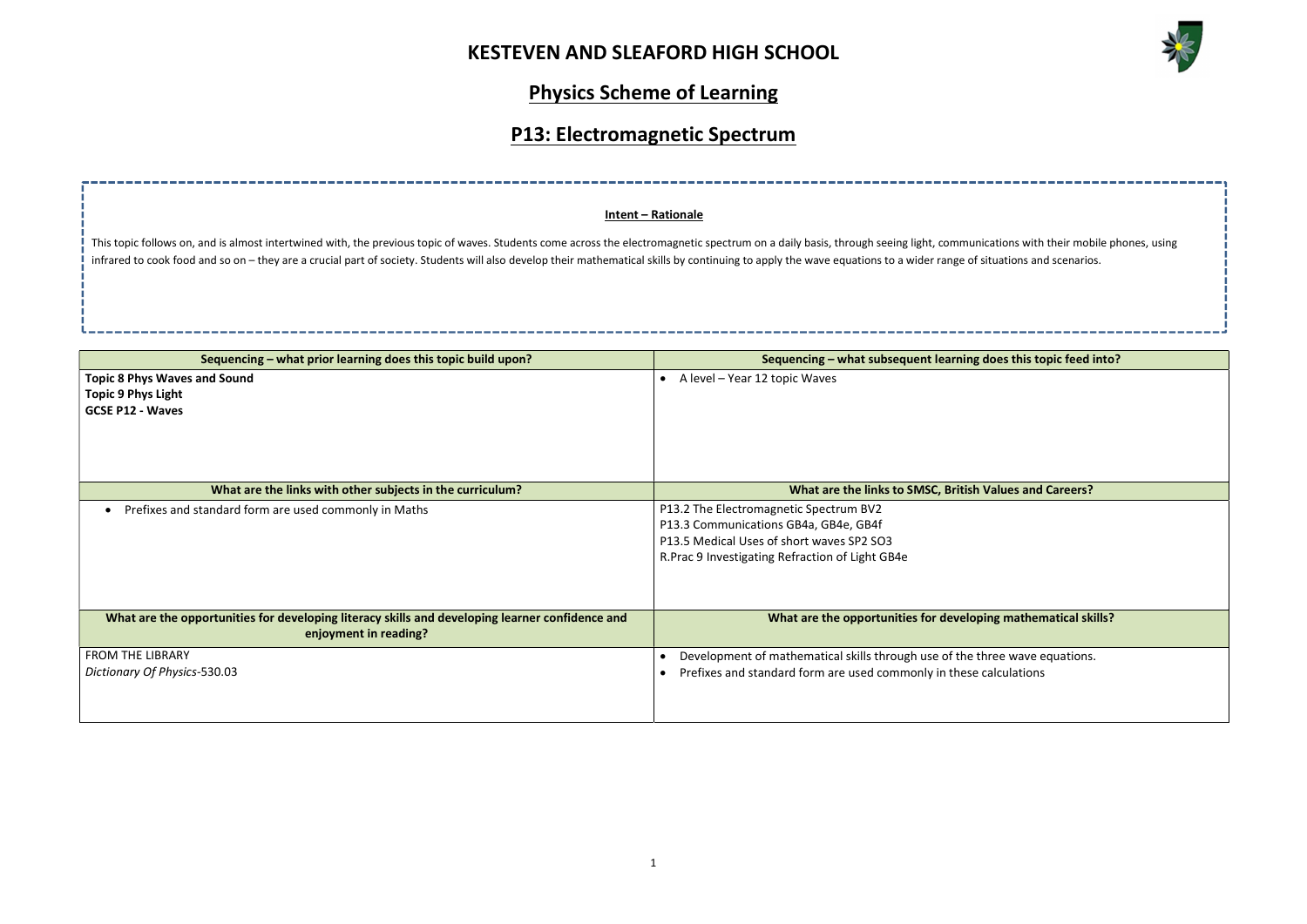# KESTEVEN AND SLEAFORD HIGH SCHOOL

## Physics Scheme of Learning

## P13: Electromagnetic Spectrum

**Intent – Rationale**

This topic follows on, and is almost intertwined with, the previous topic of waves. Students come across the electromagnetic spectrum on a daily basis, through seeing light, communications with their mobile phones, using infrared to cook food and so on – they are a crucial part of society. Students will also develop their mathematical skills by continuing to apply the wave equations to a wider range of situations and scenarios.

| Sequencing – what prior learning does this topic build upon? | Sequencing – what subsequent learning does this topic feed into? |
| --- | --- |
| **Topic 8 Phys Waves and Sound**<br>**Topic 9 Phys Light**<br>**GCSE P12 - Waves** | • A level – Year 12 topic Waves |
| **What are the links with other subjects in the curriculum?** | **What are the links to SMSC, British Values and Careers?** |
| • Prefixes and standard form are used commonly in Maths | P13.2 The Electromagnetic Spectrum BV2<br>P13.3 Communications GB4a, GB4e, GB4f<br>P13.5 Medical Uses of short waves SP2 SO3<br>R.Prac 9 Investigating Refraction of Light GB4e |
| **What are the opportunities for developing literacy skills and developing learner confidence and enjoyment in reading?** | **What are the opportunities for developing mathematical skills?** |
| FROM THE LIBRARY<br>*Dictionary Of Physics*-530.03 | • Development of mathematical skills through use of the three wave equations.<br>• Prefixes and standard form are used commonly in these calculations |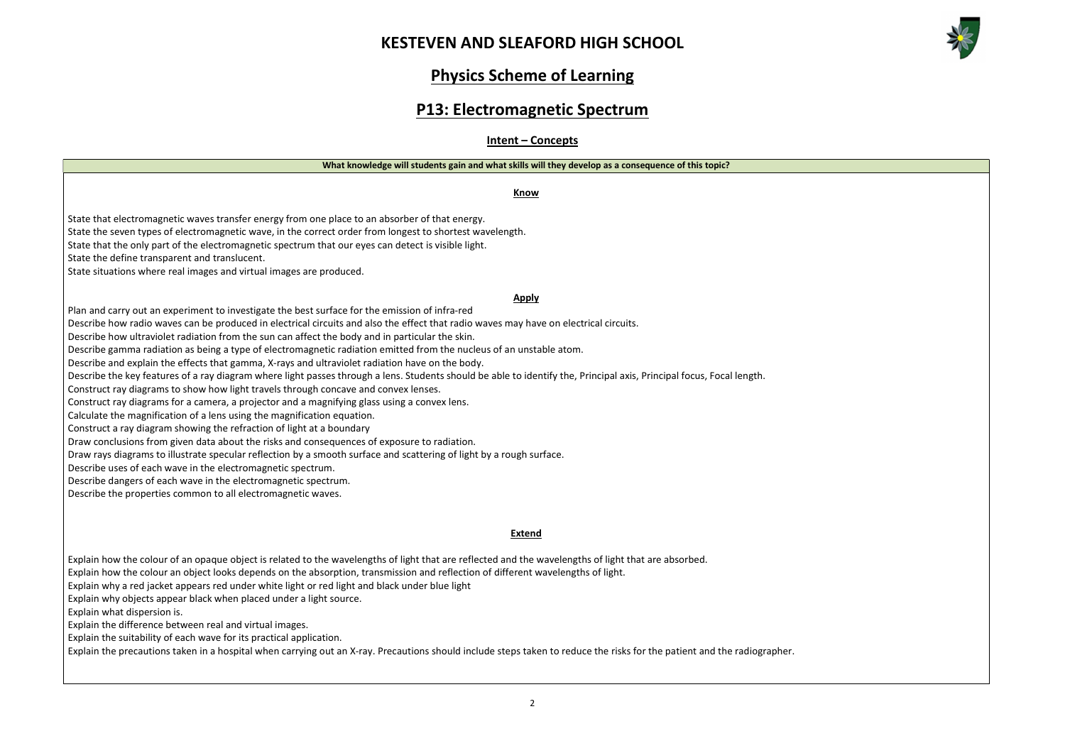# KESTEVEN AND SLEAFORD HIGH SCHOOL

## Physics Scheme of Learning

## P13: Electromagnetic Spectrum

### Intent – Concepts

**What knowledge will students gain and what skills will they develop as a consequence of this topic?**

**Know**

State that electromagnetic waves transfer energy from one place to an absorber of that energy.
State the seven types of electromagnetic wave, in the correct order from longest to shortest wavelength.
State that the only part of the electromagnetic spectrum that our eyes can detect is visible light.
State the define transparent and translucent.
State situations where real images and virtual images are produced.

**Apply**

Plan and carry out an experiment to investigate the best surface for the emission of infra-red
Describe how radio waves can be produced in electrical circuits and also the effect that radio waves may have on electrical circuits.
Describe how ultraviolet radiation from the sun can affect the body and in particular the skin.
Describe gamma radiation as being a type of electromagnetic radiation emitted from the nucleus of an unstable atom.
Describe and explain the effects that gamma, X-rays and ultraviolet radiation have on the body.
Describe the key features of a ray diagram where light passes through a lens. Students should be able to identify the, Principal axis, Principal focus, Focal length.
Construct ray diagrams to show how light travels through concave and convex lenses.
Construct ray diagrams for a camera, a projector and a magnifying glass using a convex lens.
Calculate the magnification of a lens using the magnification equation.
Construct a ray diagram showing the refraction of light at a boundary
Draw conclusions from given data about the risks and consequences of exposure to radiation.
Draw rays diagrams to illustrate specular reflection by a smooth surface and scattering of light by a rough surface.
Describe uses of each wave in the electromagnetic spectrum.
Describe dangers of each wave in the electromagnetic spectrum.
Describe the properties common to all electromagnetic waves.

**Extend**

Explain how the colour of an opaque object is related to the wavelengths of light that are reflected and the wavelengths of light that are absorbed.
Explain how the colour an object looks depends on the absorption, transmission and reflection of different wavelengths of light.
Explain why a red jacket appears red under white light or red light and black under blue light
Explain why objects appear black when placed under a light source.
Explain what dispersion is.
Explain the difference between real and virtual images.
Explain the suitability of each wave for its practical application.
Explain the precautions taken in a hospital when carrying out an X-ray. Precautions should include steps taken to reduce the risks for the patient and the radiographer.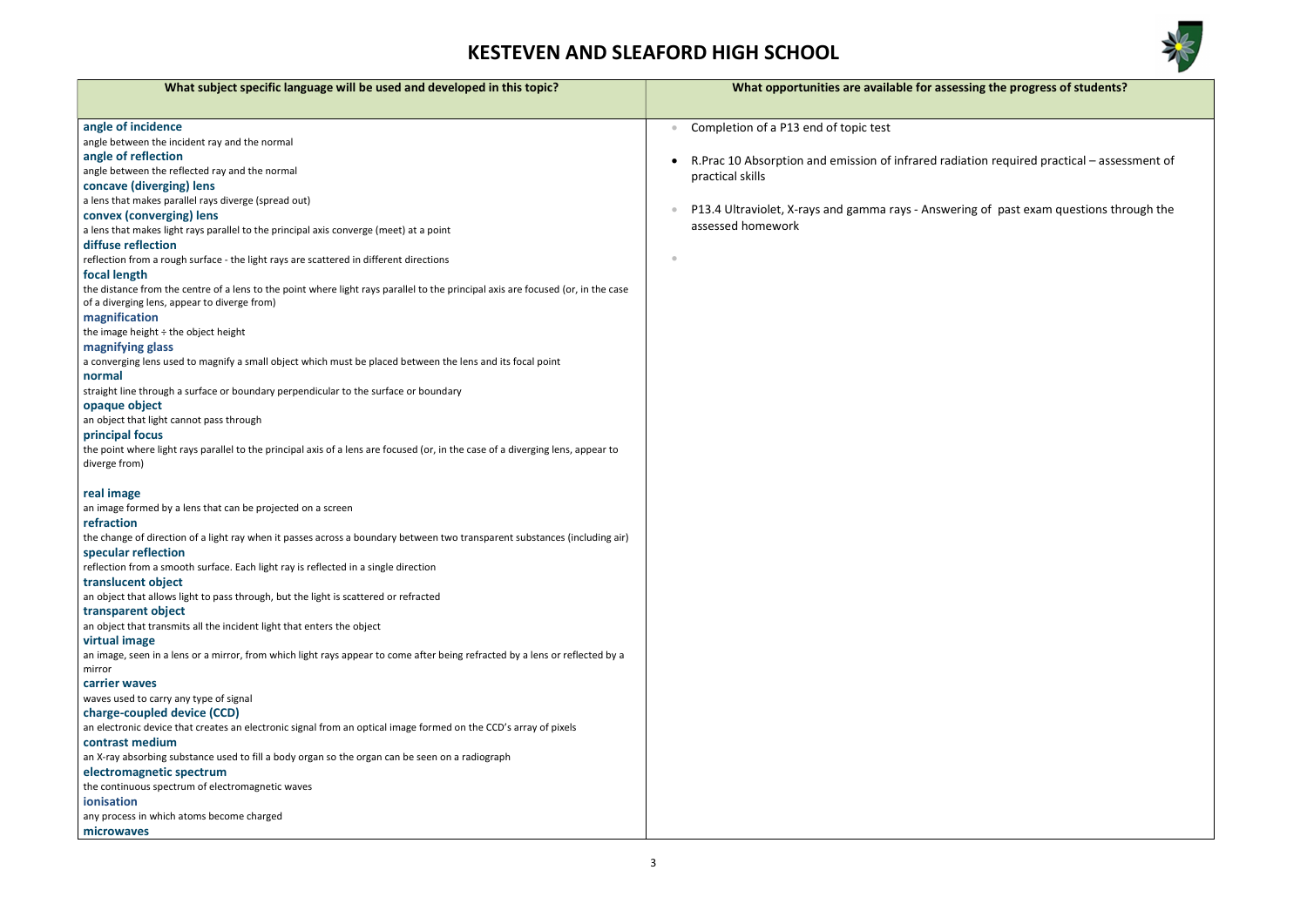# KESTEVEN AND SLEAFORD HIGH SCHOOL

| What subject specific language will be used and developed in this topic? | What opportunities are available for assessing the progress of students? |
|---|---|
| **angle of incidence**<br>angle between the incident ray and the normal<br>**angle of reflection**<br>angle between the reflected ray and the normal<br>**concave (diverging) lens**<br>a lens that makes parallel rays diverge (spread out)<br>**convex (converging) lens**<br>a lens that makes light rays parallel to the principal axis converge (meet) at a point<br>**diffuse reflection**<br>reflection from a rough surface - the light rays are scattered in different directions<br>**focal length**<br>the distance from the centre of a lens to the point where light rays parallel to the principal axis are focused (or, in the case of a diverging lens, appear to diverge from)<br>**magnification**<br>the image height ÷ the object height<br>**magnifying glass**<br>a converging lens used to magnify a small object which must be placed between the lens and its focal point<br>**normal**<br>straight line through a surface or boundary perpendicular to the surface or boundary<br>**opaque object**<br>an object that light cannot pass through<br>**principal focus**<br>the point where light rays parallel to the principal axis of a lens are focused (or, in the case of a diverging lens, appear to diverge from)<br>**real image**<br>an image formed by a lens that can be projected on a screen<br>**refraction**<br>the change of direction of a light ray when it passes across a boundary between two transparent substances (including air)<br>**specular reflection**<br>reflection from a smooth surface. Each light ray is reflected in a single direction<br>**translucent object**<br>an object that allows light to pass through, but the light is scattered or refracted<br>**transparent object**<br>an object that transmits all the incident light that enters the object<br>**virtual image**<br>an image, seen in a lens or a mirror, from which light rays appear to come after being refracted by a lens or reflected by a mirror<br>**carrier waves**<br>waves used to carry any type of signal<br>**charge-coupled device (CCD)**<br>an electronic device that creates an electronic signal from an optical image formed on the CCD's array of pixels<br>**contrast medium**<br>an X-ray absorbing substance used to fill a body organ so the organ can be seen on a radiograph<br>**electromagnetic spectrum**<br>the continuous spectrum of electromagnetic waves<br>**ionisation**<br>any process in which atoms become charged<br>**microwaves** | • Completion of a P13 end of topic test<br><br>• R.Prac 10 Absorption and emission of infrared radiation required practical – assessment of practical skills<br><br>• P13.4 Ultraviolet, X-rays and gamma rays - Answering of past exam questions through the assessed homework<br><br>• |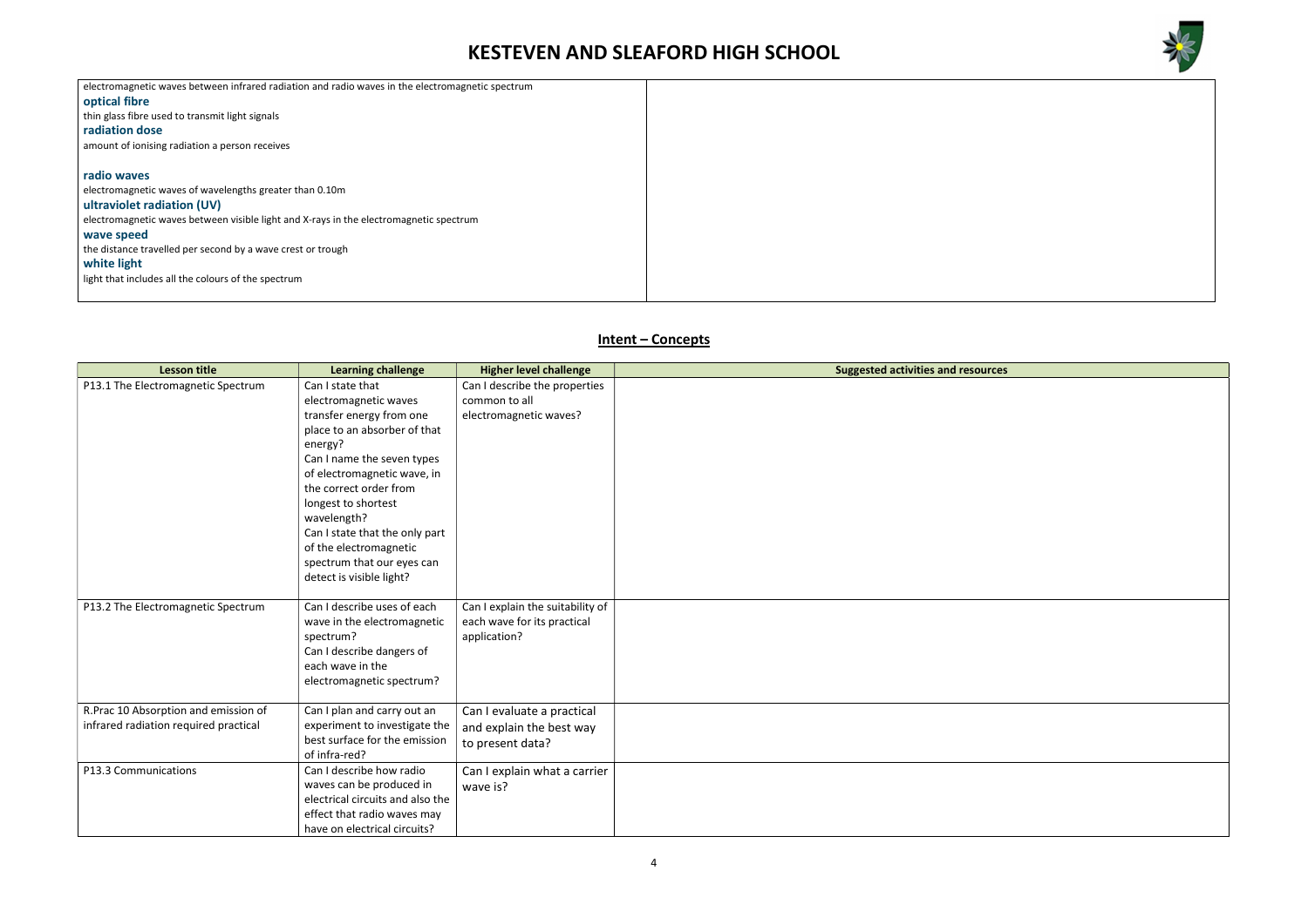electromagnetic waves between infrared radiation and radio waves in the electromagnetic spectrum

**optical fibre**

thin glass fibre used to transmit light signals

**radiation dose**

amount of ionising radiation a person receives

**radio waves**

electromagnetic waves of wavelengths greater than 0.10m

**ultraviolet radiation (UV)**

electromagnetic waves between visible light and X-rays in the electromagnetic spectrum

**wave speed**

the distance travelled per second by a wave crest or trough

**white light**

light that includes all the colours of the spectrum

## Intent – Concepts

| Lesson title | Learning challenge | Higher level challenge | Suggested activities and resources |
|---|---|---|---|
| P13.1 The Electromagnetic Spectrum | Can I state that electromagnetic waves transfer energy from one place to an absorber of that energy?<br>Can I name the seven types of electromagnetic wave, in the correct order from longest to shortest wavelength?<br>Can I state that the only part of the electromagnetic spectrum that our eyes can detect is visible light? | Can I describe the properties common to all electromagnetic waves? | |
| P13.2 The Electromagnetic Spectrum | Can I describe uses of each wave in the electromagnetic spectrum?<br>Can I describe dangers of each wave in the electromagnetic spectrum? | Can I explain the suitability of each wave for its practical application? | |
| R.Prac 10 Absorption and emission of infrared radiation required practical | Can I plan and carry out an experiment to investigate the best surface for the emission of infra-red? | Can I evaluate a practical and explain the best way to present data? | |
| P13.3 Communications | Can I describe how radio waves can be produced in electrical circuits and also the effect that radio waves may have on electrical circuits? | Can I explain what a carrier wave is? | |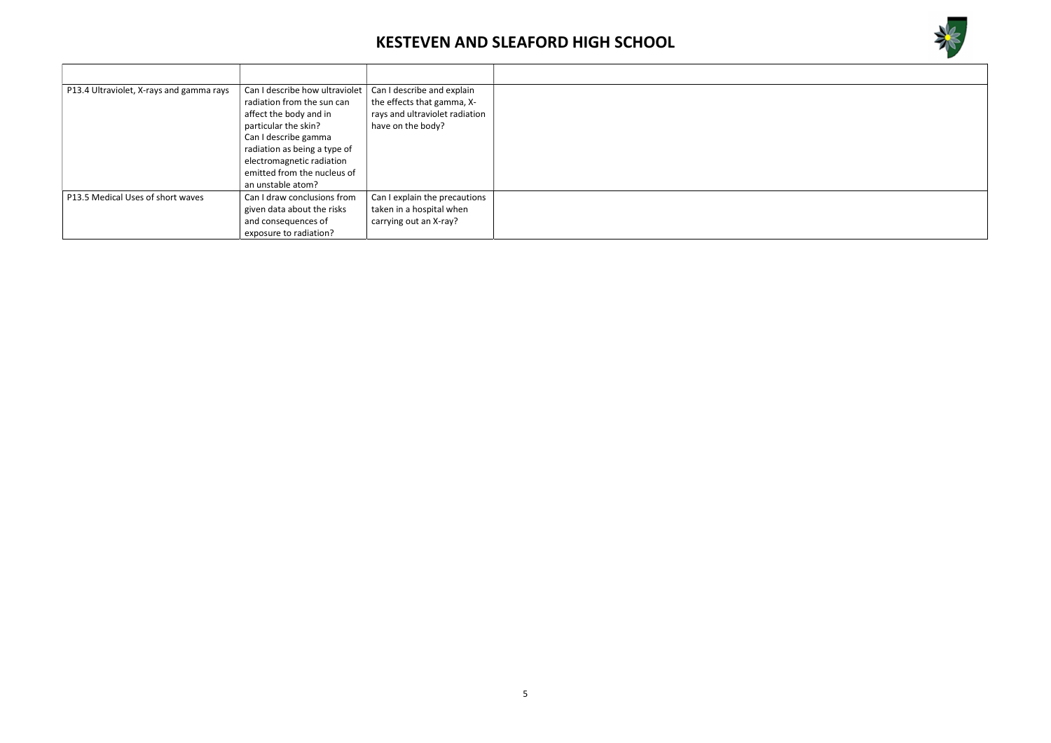# KESTEVEN AND SLEAFORD HIGH SCHOOL

| | | | |
|---|---|---|---|
| P13.4 Ultraviolet, X-rays and gamma rays | Can I describe how ultraviolet radiation from the sun can affect the body and in particular the skin? Can I describe gamma radiation as being a type of electromagnetic radiation emitted from the nucleus of an unstable atom? | Can I describe and explain the effects that gamma, X-rays and ultraviolet radiation have on the body? | |
| P13.5 Medical Uses of short waves | Can I draw conclusions from given data about the risks and consequences of exposure to radiation? | Can I explain the precautions taken in a hospital when carrying out an X-ray? | |